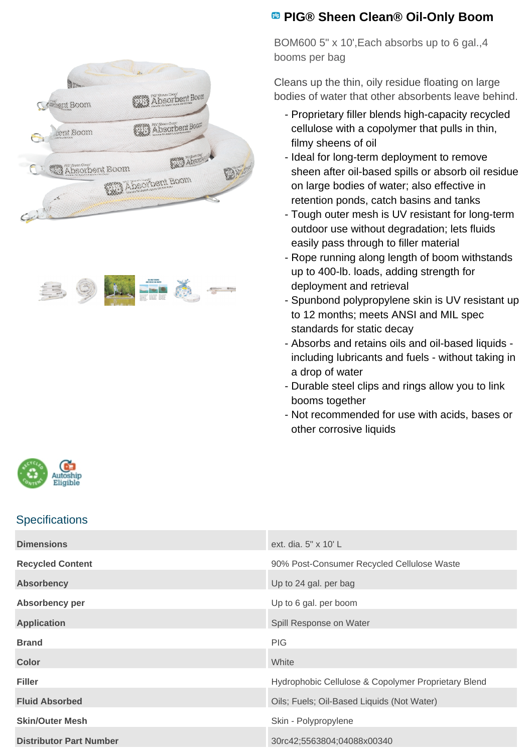# PIG® Sheen Clean® Oil-Only Boom

BOM600 5" x 10',Each absorbs up to 6 gal.,4 booms per bag

Cleans up the thin, oily residue floating on large bodies of water that other absorbents leave behind.

- Proprietary filler blends high-capacity recycled cellulose with a copolymer that pulls in thin, filmy sheens of oil
- Ideal for long-term deployment to remove sheen after oil-based spills or absorb oil residue on large bodies of water; also effective in retention ponds, catch basins and tanks
- Tough outer mesh is UV resistant for long-term outdoor use without degradation; lets fluids easily pass through to filler material
- Rope running along length of boom withstands up to 400-lb. loads, adding strength for deployment and retrieval
- Spunbond polypropylene skin is UV resistant up to 12 months; meets ANSI and MIL spec standards for static decay
- Absorbs and retains oils and oil-based liquids - including lubricants and fuels - without taking in a drop of water
- Durable steel clips and rings allow you to link booms together
- Not recommended for use with acids, bases or other corrosive liquids

Autoship Eligible

## Specifications

| | |
|---|---|
| **Dimensions** | ext. dia. 5" x 10' L |
| **Recycled Content** | 90% Post-Consumer Recycled Cellulose Waste |
| **Absorbency** | Up to 24 gal. per bag |
| **Absorbency per** | Up to 6 gal. per boom |
| **Application** | Spill Response on Water |
| **Brand** | PIG |
| **Color** | White |
| **Filler** | Hydrophobic Cellulose & Copolymer Proprietary Blend |
| **Fluid Absorbed** | Oils; Fuels; Oil-Based Liquids (Not Water) |
| **Skin/Outer Mesh** | Skin - Polypropylene |
| **Distributor Part Number** | 30rc42;5563804;04088x00340 |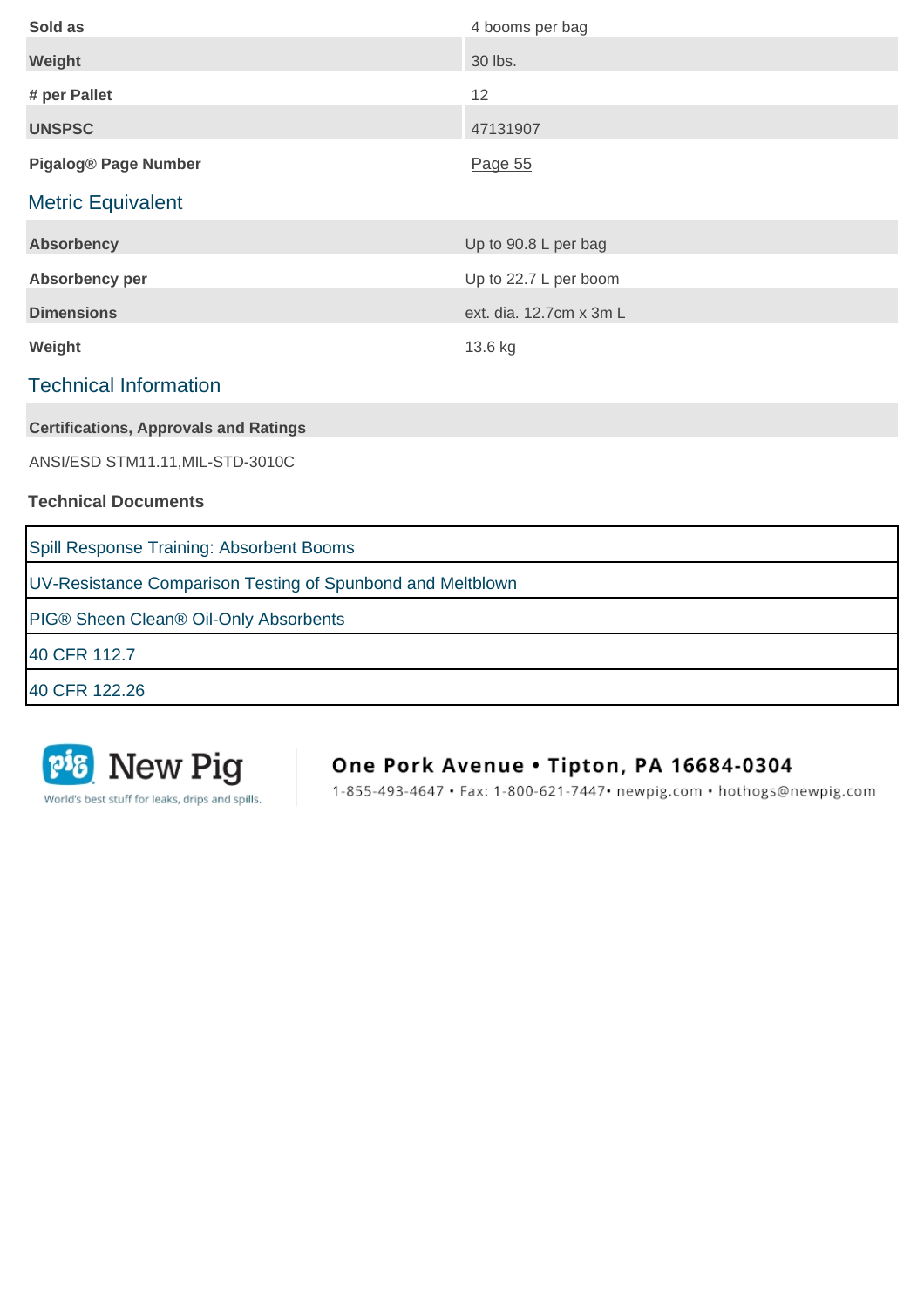| | |
|---|---|
| **Sold as** | 4 booms per bag |
| **Weight** | 30 lbs. |
| **# per Pallet** | 12 |
| **UNSPSC** | 47131907 |
| **Pigalog® Page Number** | Page 55 |

## Metric Equivalent

| | |
|---|---|
| **Absorbency** | Up to 90.8 L per bag |
| **Absorbency per** | Up to 22.7 L per boom |
| **Dimensions** | ext. dia. 12.7cm x 3m L |
| **Weight** | 13.6 kg |

## Technical Information

**Certifications, Approvals and Ratings**

ANSI/ESD STM11.11,MIL-STD-3010C

### Technical Documents

| |
|---|
| Spill Response Training: Absorbent Booms |
| UV-Resistance Comparison Testing of Spunbond and Meltblown |
| PIG® Sheen Clean® Oil-Only Absorbents |
| 40 CFR 112.7 |
| 40 CFR 122.26 |

New Pig
World's best stuff for leaks, drips and spills.

**One Pork Avenue • Tipton, PA 16684-0304**
1-855-493-4647 • Fax: 1-800-621-7447• newpig.com • hothogs@newpig.com